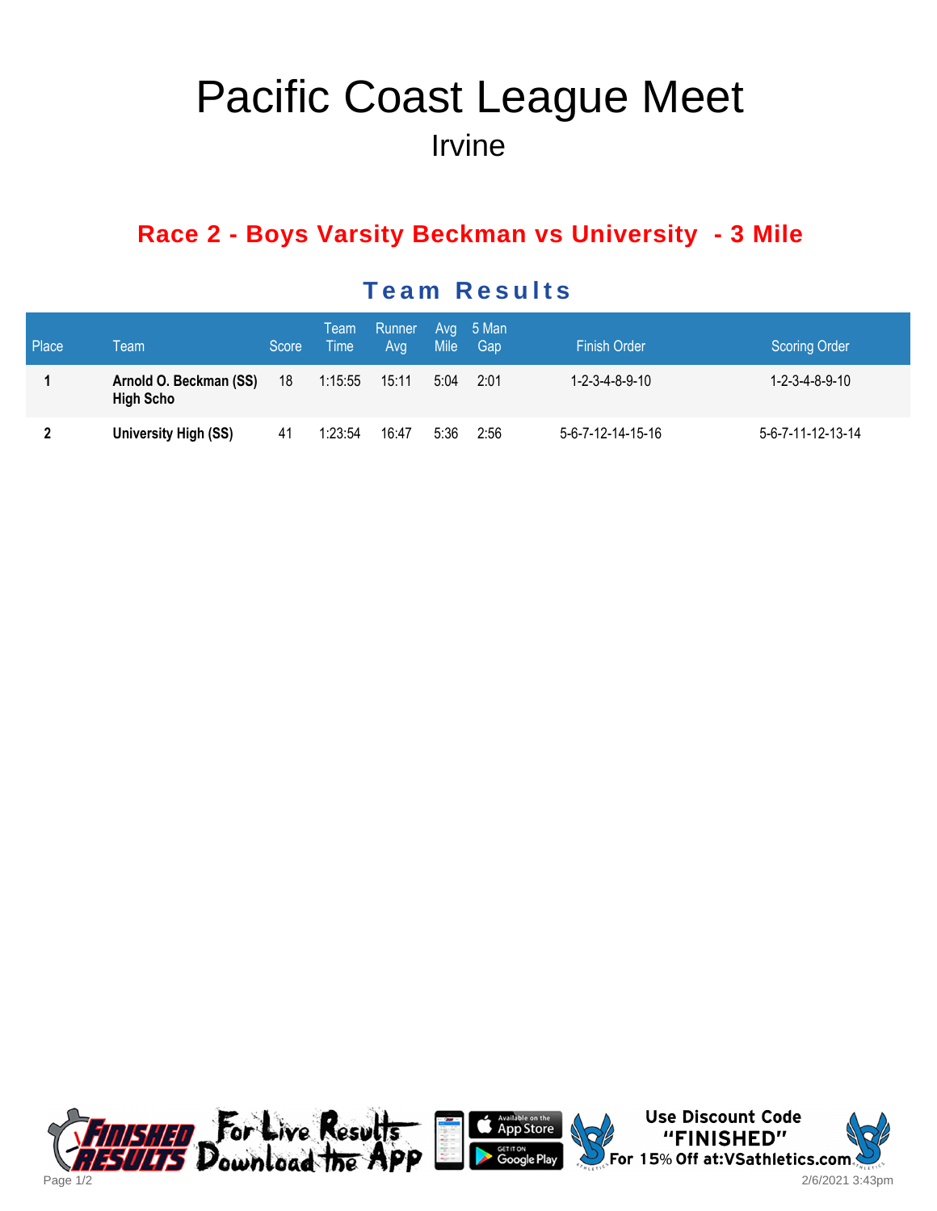# Pacific Coast League Meet

## Irvine

### Race 2 - Boys Varsity Beckman vs University - 3 Mile

### Team Results

| Place | Team | Score | Team Time | Runner Avg | Avg Mile | 5 Man Gap | Finish Order | Scoring Order |
|---|---|---|---|---|---|---|---|---|
| 1 | **Arnold O. Beckman (SS) High Scho** | 18 | 1:15:55 | 15:11 | 5:04 | 2:01 | 1-2-3-4-8-9-10 | 1-2-3-4-8-9-10 |
| 2 | **University High (SS)** | 41 | 1:23:54 | 16:47 | 5:36 | 2:56 | 5-6-7-12-14-15-16 | 5-6-7-11-12-13-14 |

For Live Results Download the App

Use Discount Code "FINISHED" For 15% Off at:VSathletics.com

2/6/2021 3:43pm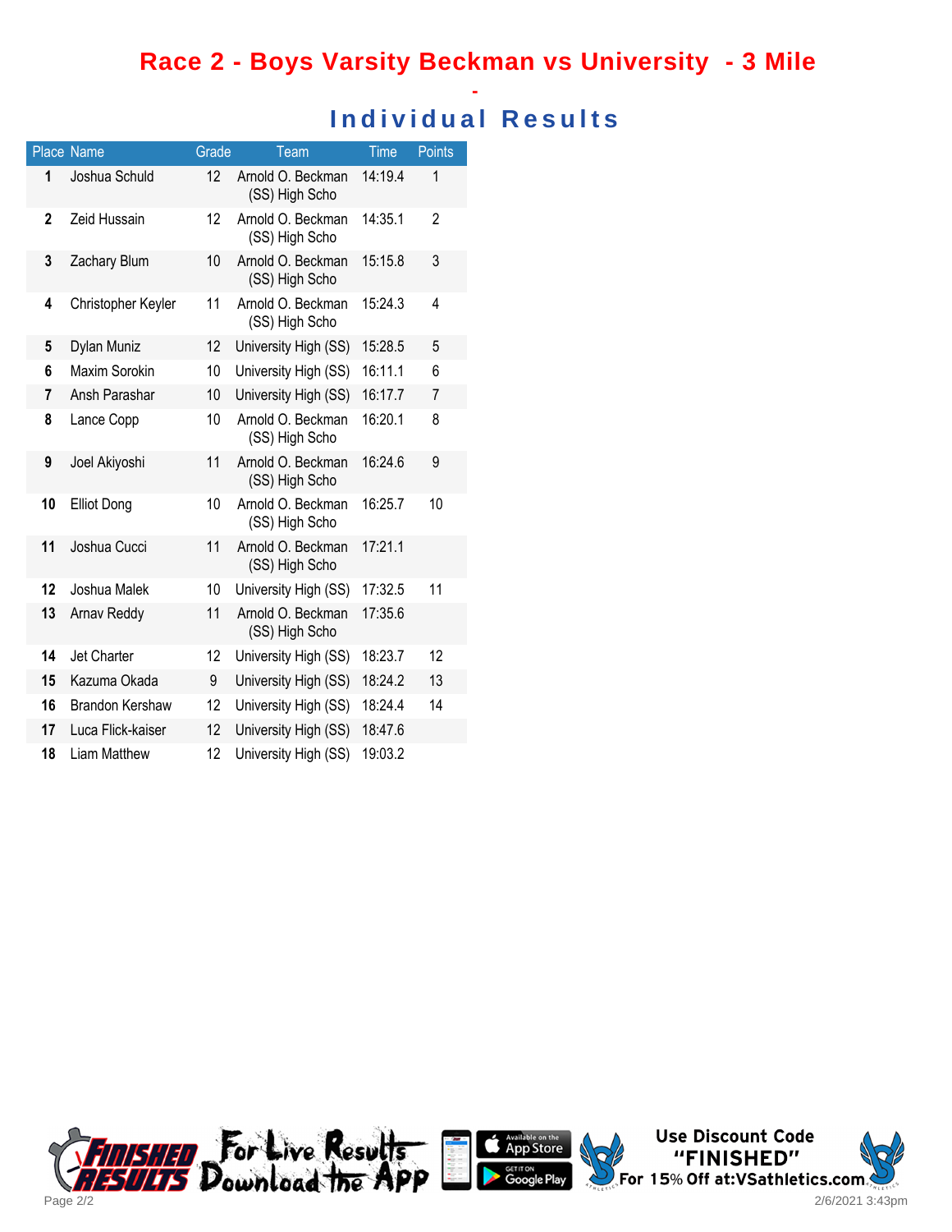# Race 2 - Boys Varsity Beckman vs University - 3 Mile

-

## Individual Results

| Place | Name | Grade | Team | Time | Points |
|---|---|---|---|---|---|
| 1 | Joshua Schuld | 12 | Arnold O. Beckman (SS) High Scho | 14:19.4 | 1 |
| 2 | Zeid Hussain | 12 | Arnold O. Beckman (SS) High Scho | 14:35.1 | 2 |
| 3 | Zachary Blum | 10 | Arnold O. Beckman (SS) High Scho | 15:15.8 | 3 |
| 4 | Christopher Keyler | 11 | Arnold O. Beckman (SS) High Scho | 15:24.3 | 4 |
| 5 | Dylan Muniz | 12 | University High (SS) | 15:28.5 | 5 |
| 6 | Maxim Sorokin | 10 | University High (SS) | 16:11.1 | 6 |
| 7 | Ansh Parashar | 10 | University High (SS) | 16:17.7 | 7 |
| 8 | Lance Copp | 10 | Arnold O. Beckman (SS) High Scho | 16:20.1 | 8 |
| 9 | Joel Akiyoshi | 11 | Arnold O. Beckman (SS) High Scho | 16:24.6 | 9 |
| 10 | Elliot Dong | 10 | Arnold O. Beckman (SS) High Scho | 16:25.7 | 10 |
| 11 | Joshua Cucci | 11 | Arnold O. Beckman (SS) High Scho | 17:21.1 | |
| 12 | Joshua Malek | 10 | University High (SS) | 17:32.5 | 11 |
| 13 | Arnav Reddy | 11 | Arnold O. Beckman (SS) High Scho | 17:35.6 | |
| 14 | Jet Charter | 12 | University High (SS) | 18:23.7 | 12 |
| 15 | Kazuma Okada | 9 | University High (SS) | 18:24.2 | 13 |
| 16 | Brandon Kershaw | 12 | University High (SS) | 18:24.4 | 14 |
| 17 | Luca Flick-kaiser | 12 | University High (SS) | 18:47.6 | |
| 18 | Liam Matthew | 12 | University High (SS) | 19:03.2 | |

For Live Results Download the App

Use Discount Code "FINISHED" For 15% Off at:VSathletics.com

2/6/2021 3:43pm